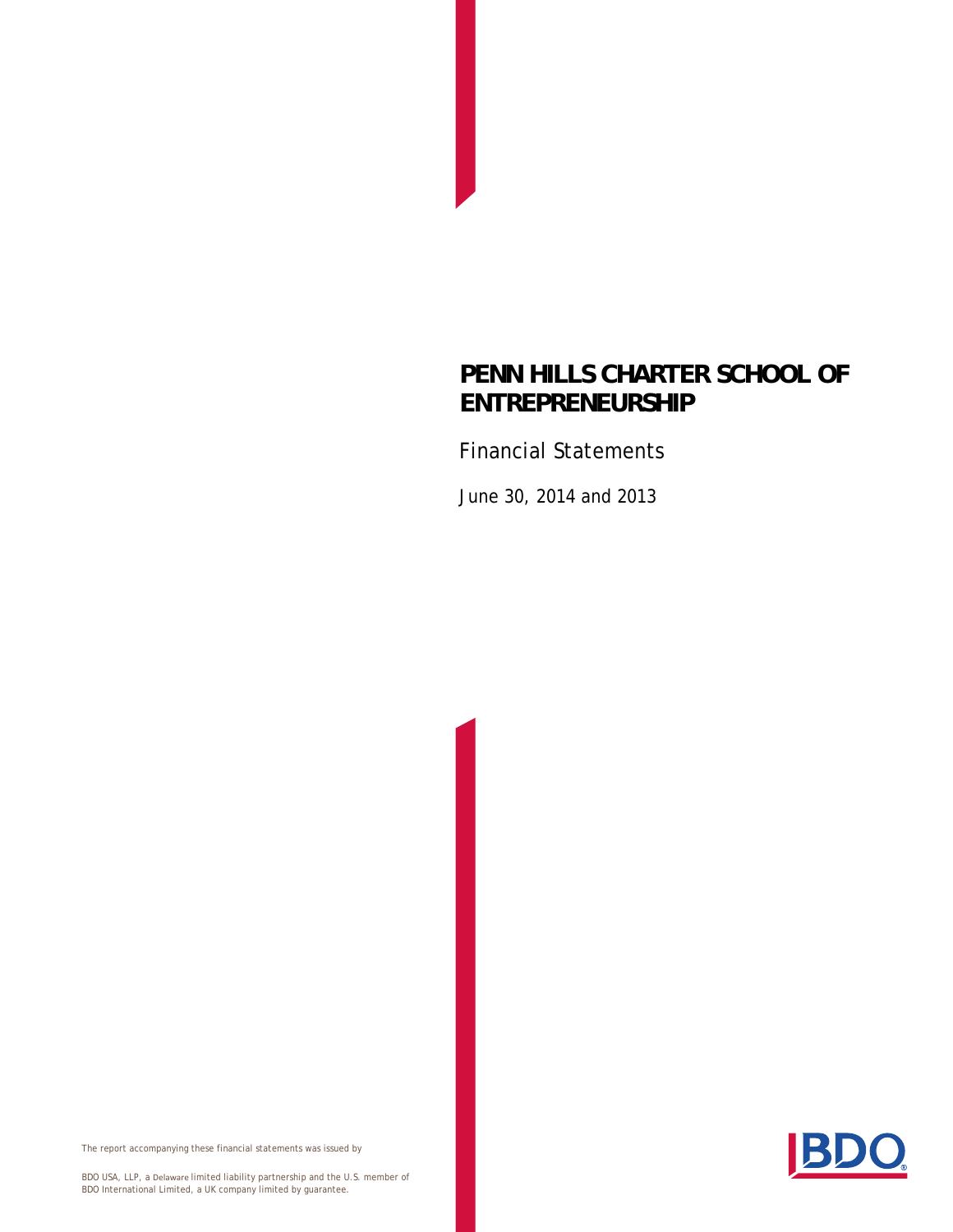# PENN HILLS CHARTER SCHOOL OF ENTREPRENEURSHIP

Financial Statements

June 30, 2014 and 2013

The report accompanying these financial statements was issued by

BDO USA, LLP, a Delaware limited liability partnership and the U.S. member of BDO International Limited, a UK company limited by guarantee.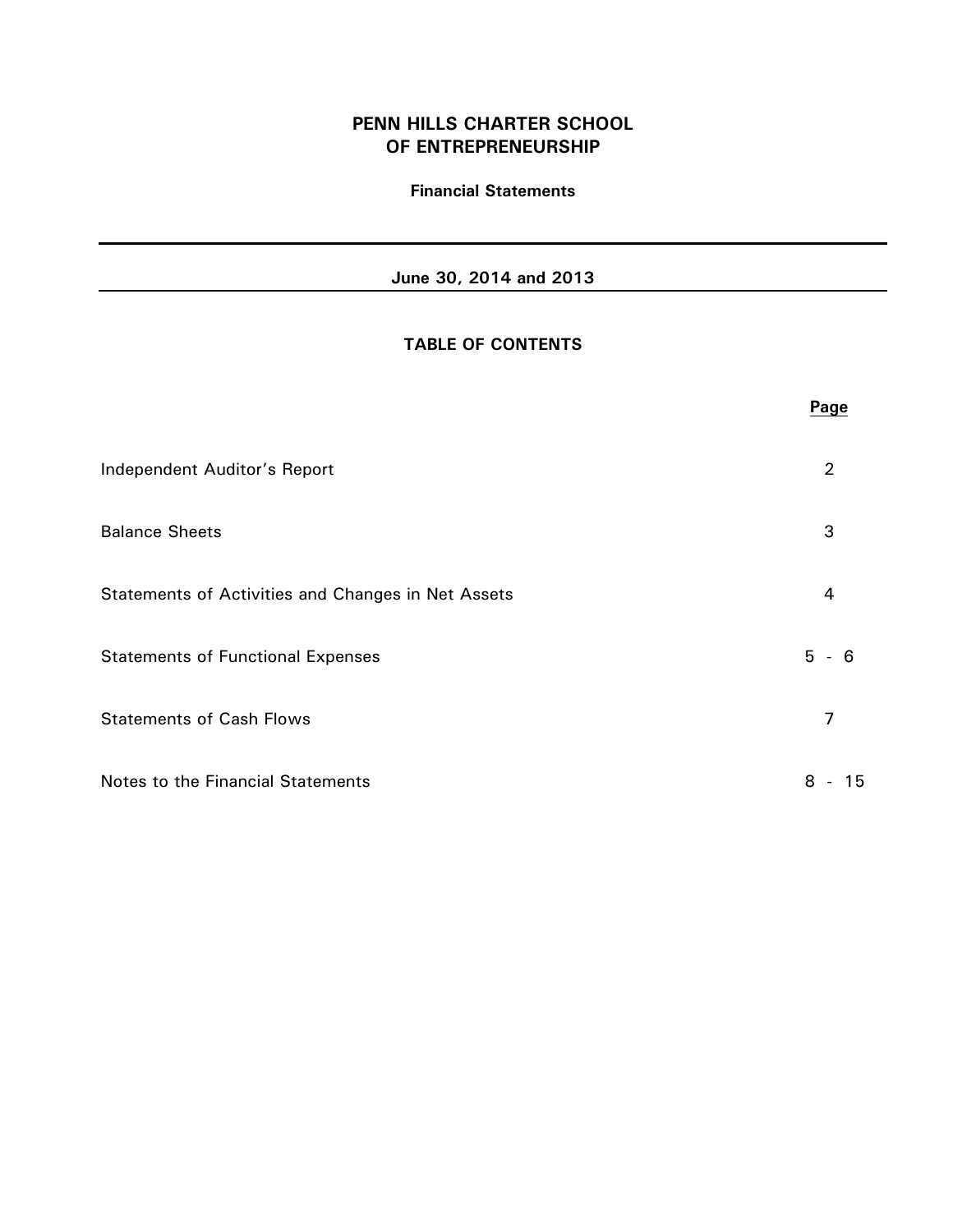# PENN HILLS CHARTER SCHOOL OF ENTREPRENEURSHIP

**Financial Statements**

**June 30, 2014 and 2013**

## TABLE OF CONTENTS

| | Page |
|---|---|
| Independent Auditor's Report | 2 |
| Balance Sheets | 3 |
| Statements of Activities and Changes in Net Assets | 4 |
| Statements of Functional Expenses | 5 - 6 |
| Statements of Cash Flows | 7 |
| Notes to the Financial Statements | 8 - 15 |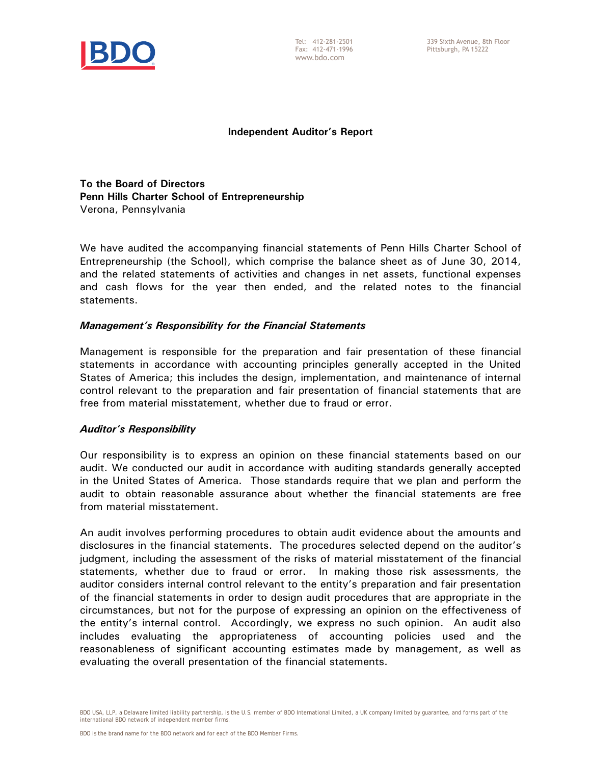Tel: 412-281-2501
Fax: 412-471-1996
www.bdo.com

339 Sixth Avenue, 8th Floor
Pittsburgh, PA 15222

## Independent Auditor's Report

**To the Board of Directors**
**Penn Hills Charter School of Entrepreneurship**
Verona, Pennsylvania

We have audited the accompanying financial statements of Penn Hills Charter School of Entrepreneurship (the School), which comprise the balance sheet as of June 30, 2014, and the related statements of activities and changes in net assets, functional expenses and cash flows for the year then ended, and the related notes to the financial statements.

### *Management's Responsibility for the Financial Statements*

Management is responsible for the preparation and fair presentation of these financial statements in accordance with accounting principles generally accepted in the United States of America; this includes the design, implementation, and maintenance of internal control relevant to the preparation and fair presentation of financial statements that are free from material misstatement, whether due to fraud or error.

### *Auditor's Responsibility*

Our responsibility is to express an opinion on these financial statements based on our audit. We conducted our audit in accordance with auditing standards generally accepted in the United States of America. Those standards require that we plan and perform the audit to obtain reasonable assurance about whether the financial statements are free from material misstatement.

An audit involves performing procedures to obtain audit evidence about the amounts and disclosures in the financial statements. The procedures selected depend on the auditor's judgment, including the assessment of the risks of material misstatement of the financial statements, whether due to fraud or error. In making those risk assessments, the auditor considers internal control relevant to the entity's preparation and fair presentation of the financial statements in order to design audit procedures that are appropriate in the circumstances, but not for the purpose of expressing an opinion on the effectiveness of the entity's internal control. Accordingly, we express no such opinion. An audit also includes evaluating the appropriateness of accounting policies used and the reasonableness of significant accounting estimates made by management, as well as evaluating the overall presentation of the financial statements.

BDO USA, LLP, a Delaware limited liability partnership, is the U.S. member of BDO International Limited, a UK company limited by guarantee, and forms part of the international BDO network of independent member firms.

BDO is the brand name for the BDO network and for each of the BDO Member Firms.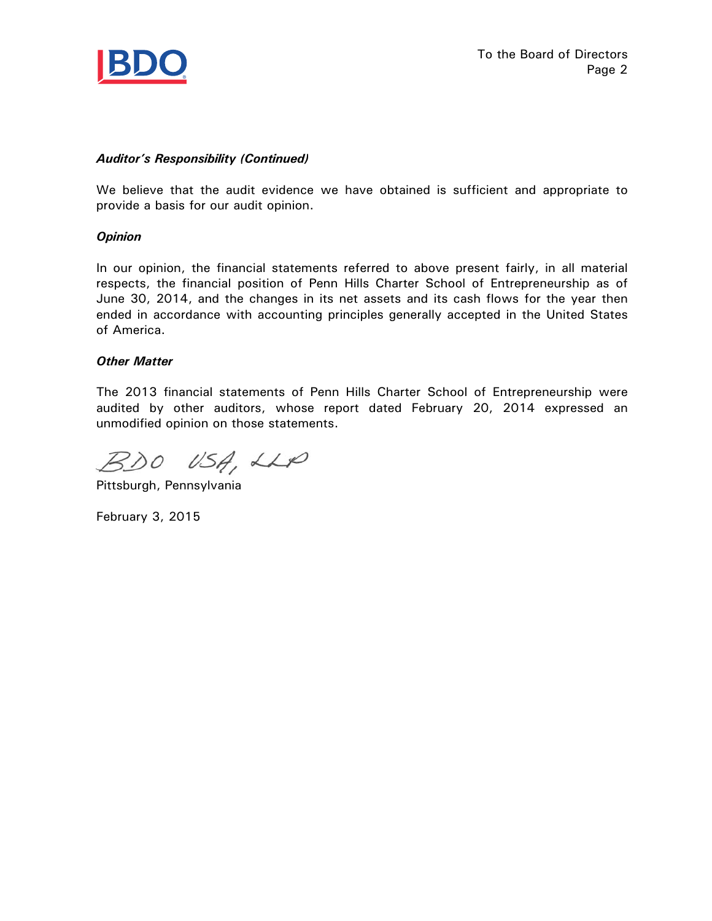### *Auditor's Responsibility (Continued)*

We believe that the audit evidence we have obtained is sufficient and appropriate to provide a basis for our audit opinion.

### *Opinion*

In our opinion, the financial statements referred to above present fairly, in all material respects, the financial position of Penn Hills Charter School of Entrepreneurship as of June 30, 2014, and the changes in its net assets and its cash flows for the year then ended in accordance with accounting principles generally accepted in the United States of America.

### *Other Matter*

The 2013 financial statements of Penn Hills Charter School of Entrepreneurship were audited by other auditors, whose report dated February 20, 2014 expressed an unmodified opinion on those statements.

BDO USA, LLP

Pittsburgh, Pennsylvania

February 3, 2015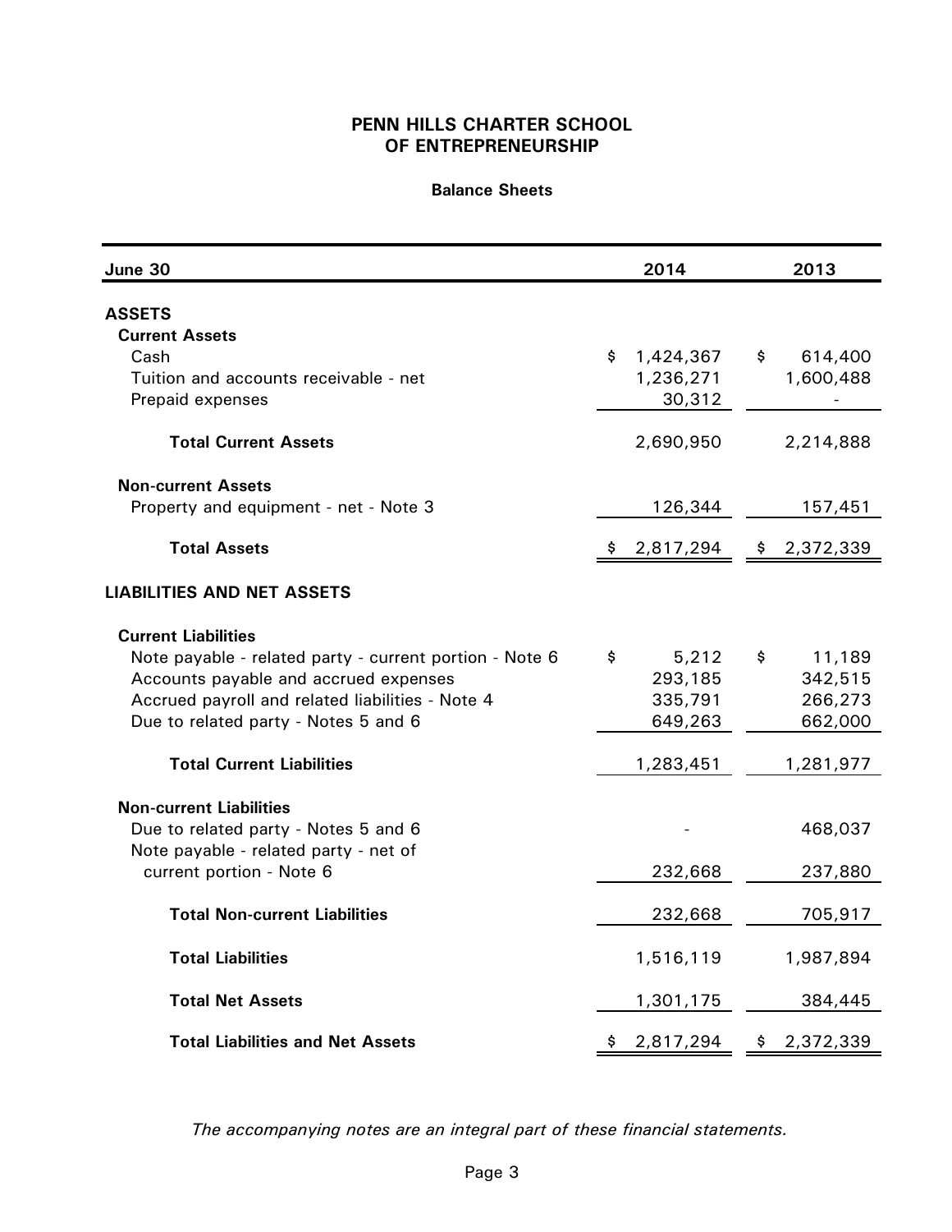# PENN HILLS CHARTER SCHOOL OF ENTREPRENEURSHIP

## Balance Sheets

| June 30 | 2014 | 2013 |
|---|---|---|
| **ASSETS** | | |
| **Current Assets** | | |
| Cash | $ 1,424,367 | $ 614,400 |
| Tuition and accounts receivable - net | 1,236,271 | 1,600,488 |
| Prepaid expenses | 30,312 | - |
| **Total Current Assets** | 2,690,950 | 2,214,888 |
| **Non-current Assets** | | |
| Property and equipment - net - Note 3 | 126,344 | 157,451 |
| **Total Assets** | $ 2,817,294 | $ 2,372,339 |
| **LIABILITIES AND NET ASSETS** | | |
| **Current Liabilities** | | |
| Note payable - related party - current portion - Note 6 | $ 5,212 | $ 11,189 |
| Accounts payable and accrued expenses | 293,185 | 342,515 |
| Accrued payroll and related liabilities - Note 4 | 335,791 | 266,273 |
| Due to related party - Notes 5 and 6 | 649,263 | 662,000 |
| **Total Current Liabilities** | 1,283,451 | 1,281,977 |
| **Non-current Liabilities** | | |
| Due to related party - Notes 5 and 6 | - | 468,037 |
| Note payable - related party - net of current portion - Note 6 | 232,668 | 237,880 |
| **Total Non-current Liabilities** | 232,668 | 705,917 |
| **Total Liabilities** | 1,516,119 | 1,987,894 |
| **Total Net Assets** | 1,301,175 | 384,445 |
| **Total Liabilities and Net Assets** | $ 2,817,294 | $ 2,372,339 |

*The accompanying notes are an integral part of these financial statements.*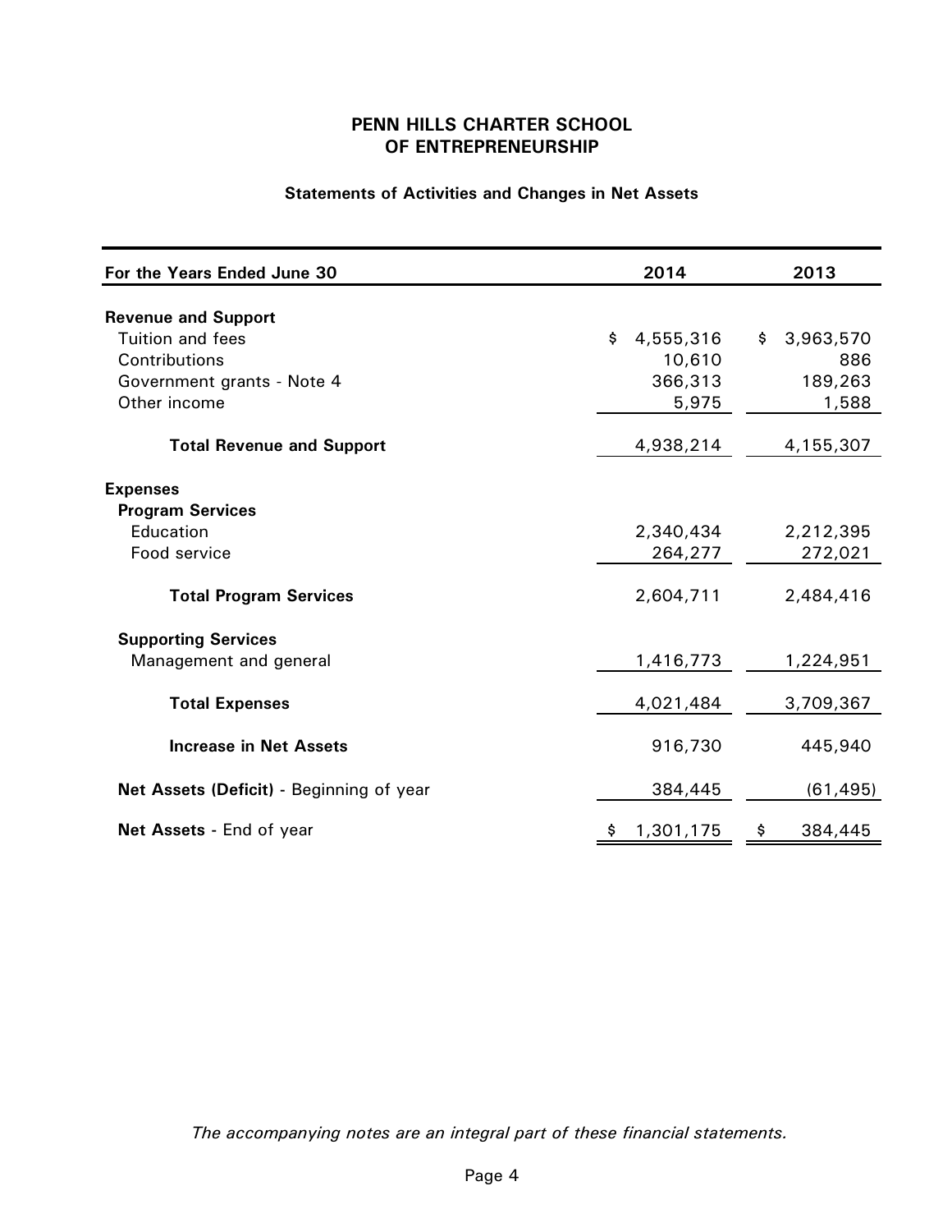# PENN HILLS CHARTER SCHOOL OF ENTREPRENEURSHIP

## Statements of Activities and Changes in Net Assets

| For the Years Ended June 30 | 2014 | 2013 |
|---|---|---|
| **Revenue and Support** | | |
| Tuition and fees | $ 4,555,316 | $ 3,963,570 |
| Contributions | 10,610 | 886 |
| Government grants - Note 4 | 366,313 | 189,263 |
| Other income | 5,975 | 1,588 |
| **Total Revenue and Support** | 4,938,214 | 4,155,307 |
| **Expenses** | | |
| **Program Services** | | |
| Education | 2,340,434 | 2,212,395 |
| Food service | 264,277 | 272,021 |
| **Total Program Services** | 2,604,711 | 2,484,416 |
| **Supporting Services** | | |
| Management and general | 1,416,773 | 1,224,951 |
| **Total Expenses** | 4,021,484 | 3,709,367 |
| **Increase in Net Assets** | 916,730 | 445,940 |
| **Net Assets (Deficit)** - Beginning of year | 384,445 | (61,495) |
| **Net Assets** - End of year | $ 1,301,175 | $ 384,445 |

*The accompanying notes are an integral part of these financial statements.*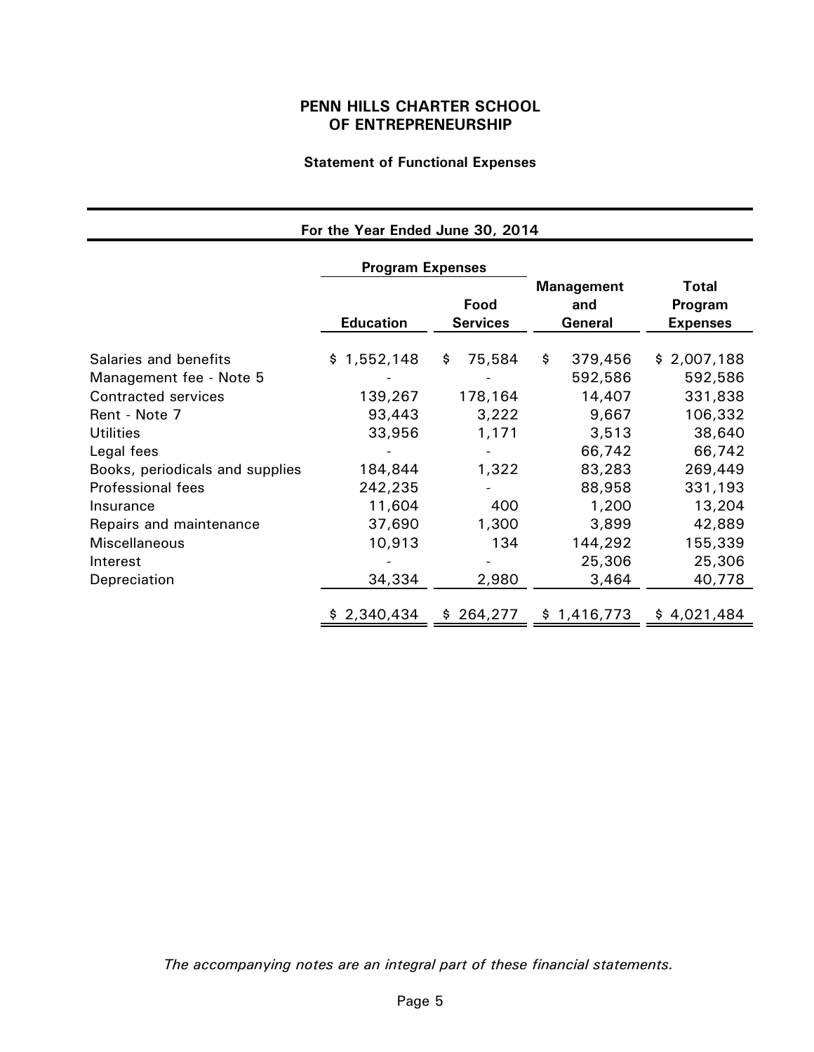# PENN HILLS CHARTER SCHOOL OF ENTREPRENEURSHIP

## Statement of Functional Expenses

**For the Year Ended June 30, 2014**

| | Program Expenses | | | |
|---|---|---|---|---|
| | **Education** | **Food Services** | **Management and General** | **Total Program Expenses** |
| Salaries and benefits | $ 1,552,148 | $ 75,584 | $ 379,456 | $ 2,007,188 |
| Management fee - Note 5 | - | - | 592,586 | 592,586 |
| Contracted services | 139,267 | 178,164 | 14,407 | 331,838 |
| Rent - Note 7 | 93,443 | 3,222 | 9,667 | 106,332 |
| Utilities | 33,956 | 1,171 | 3,513 | 38,640 |
| Legal fees | - | - | 66,742 | 66,742 |
| Books, periodicals and supplies | 184,844 | 1,322 | 83,283 | 269,449 |
| Professional fees | 242,235 | - | 88,958 | 331,193 |
| Insurance | 11,604 | 400 | 1,200 | 13,204 |
| Repairs and maintenance | 37,690 | 1,300 | 3,899 | 42,889 |
| Miscellaneous | 10,913 | 134 | 144,292 | 155,339 |
| Interest | - | - | 25,306 | 25,306 |
| Depreciation | 34,334 | 2,980 | 3,464 | 40,778 |
| | $ 2,340,434 | $ 264,277 | $ 1,416,773 | $ 4,021,484 |

*The accompanying notes are an integral part of these financial statements.*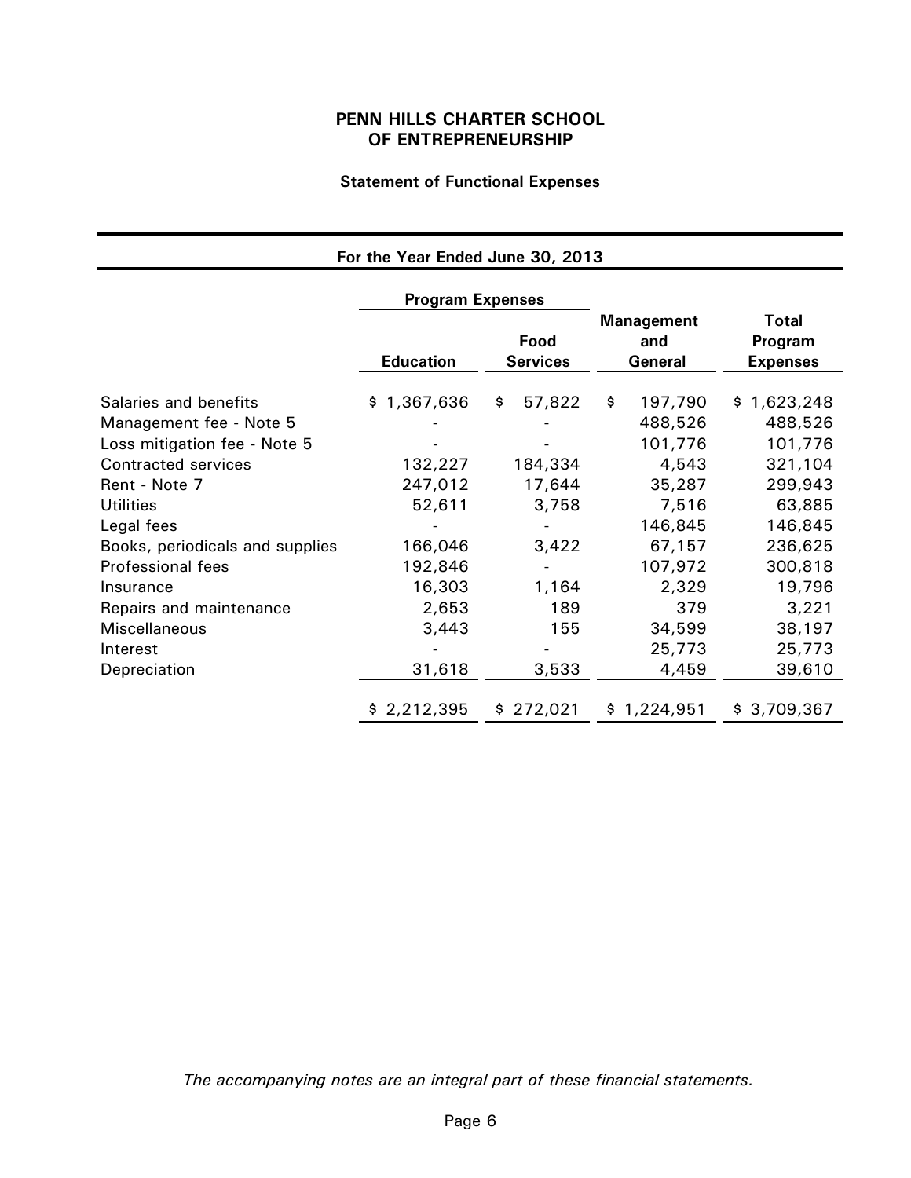# PENN HILLS CHARTER SCHOOL OF ENTREPRENEURSHIP

## Statement of Functional Expenses

### For the Year Ended June 30, 2013

| | Program Expenses | | | |
|---|---|---|---|---|
| | Education | Food Services | Management and General | Total Program Expenses |
| Salaries and benefits | $ 1,367,636 | $ 57,822 | $ 197,790 | $ 1,623,248 |
| Management fee - Note 5 | - | - | 488,526 | 488,526 |
| Loss mitigation fee - Note 5 | - | - | 101,776 | 101,776 |
| Contracted services | 132,227 | 184,334 | 4,543 | 321,104 |
| Rent - Note 7 | 247,012 | 17,644 | 35,287 | 299,943 |
| Utilities | 52,611 | 3,758 | 7,516 | 63,885 |
| Legal fees | - | - | 146,845 | 146,845 |
| Books, periodicals and supplies | 166,046 | 3,422 | 67,157 | 236,625 |
| Professional fees | 192,846 | - | 107,972 | 300,818 |
| Insurance | 16,303 | 1,164 | 2,329 | 19,796 |
| Repairs and maintenance | 2,653 | 189 | 379 | 3,221 |
| Miscellaneous | 3,443 | 155 | 34,599 | 38,197 |
| Interest | - | - | 25,773 | 25,773 |
| Depreciation | 31,618 | 3,533 | 4,459 | 39,610 |
| | $ 2,212,395 | $ 272,021 | $ 1,224,951 | $ 3,709,367 |

*The accompanying notes are an integral part of these financial statements.*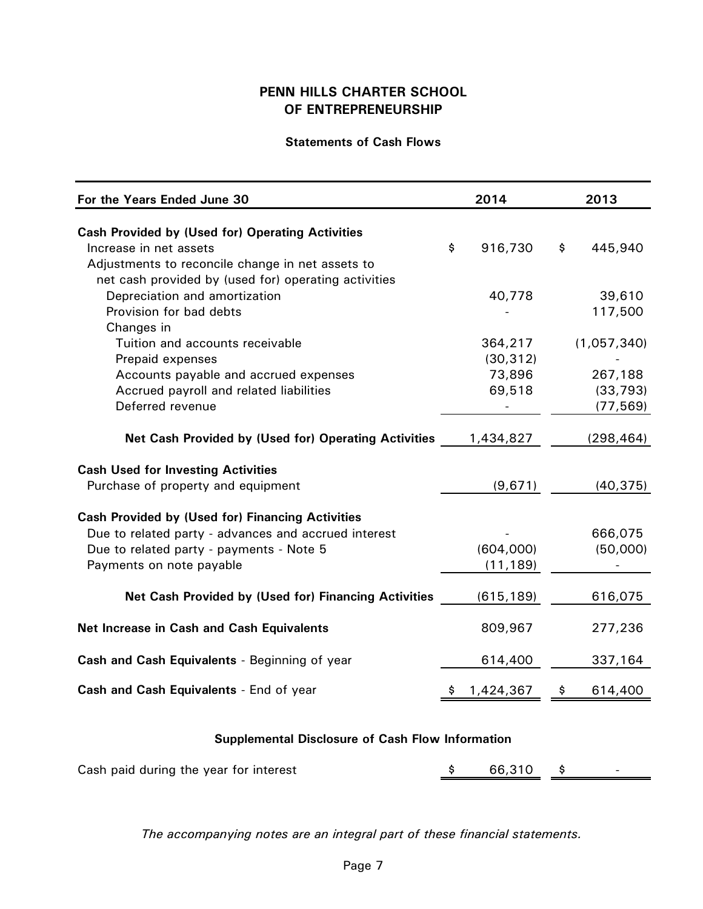# PENN HILLS CHARTER SCHOOL OF ENTREPRENEURSHIP

## Statements of Cash Flows

| For the Years Ended June 30 | 2014 | 2013 |
| --- | --- | --- |
| **Cash Provided by (Used for) Operating Activities** | | |
| Increase in net assets | $ 916,730 | $ 445,940 |
| Adjustments to reconcile change in net assets to net cash provided by (used for) operating activities | | |
| Depreciation and amortization | 40,778 | 39,610 |
| Provision for bad debts | - | 117,500 |
| Changes in | | |
| Tuition and accounts receivable | 364,217 | (1,057,340) |
| Prepaid expenses | (30,312) | - |
| Accounts payable and accrued expenses | 73,896 | 267,188 |
| Accrued payroll and related liabilities | 69,518 | (33,793) |
| Deferred revenue | - | (77,569) |
| **Net Cash Provided by (Used for) Operating Activities** | 1,434,827 | (298,464) |
| **Cash Used for Investing Activities** | | |
| Purchase of property and equipment | (9,671) | (40,375) |
| **Cash Provided by (Used for) Financing Activities** | | |
| Due to related party - advances and accrued interest | - | 666,075 |
| Due to related party - payments - Note 5 | (604,000) | (50,000) |
| Payments on note payable | (11,189) | - |
| **Net Cash Provided by (Used for) Financing Activities** | (615,189) | 616,075 |
| **Net Increase in Cash and Cash Equivalents** | 809,967 | 277,236 |
| **Cash and Cash Equivalents** - Beginning of year | 614,400 | 337,164 |
| **Cash and Cash Equivalents** - End of year | $ 1,424,367 | $ 614,400 |

### Supplemental Disclosure of Cash Flow Information

| | 2014 | 2013 |
| --- | --- | --- |
| Cash paid during the year for interest | $ 66,310 | $ - |

*The accompanying notes are an integral part of these financial statements.*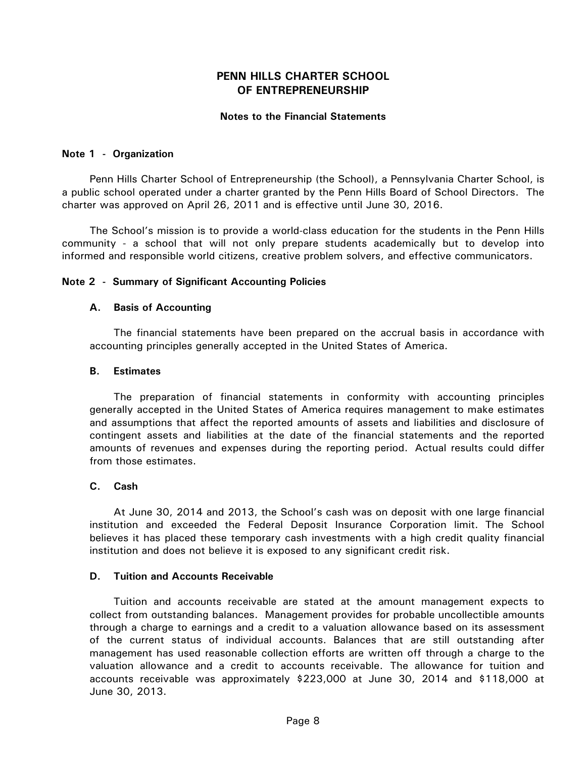# PENN HILLS CHARTER SCHOOL OF ENTREPRENEURSHIP

## Notes to the Financial Statements

### Note 1 - Organization

Penn Hills Charter School of Entrepreneurship (the School), a Pennsylvania Charter School, is a public school operated under a charter granted by the Penn Hills Board of School Directors. The charter was approved on April 26, 2011 and is effective until June 30, 2016.

The School's mission is to provide a world-class education for the students in the Penn Hills community - a school that will not only prepare students academically but to develop into informed and responsible world citizens, creative problem solvers, and effective communicators.

### Note 2 - Summary of Significant Accounting Policies

#### A. Basis of Accounting

The financial statements have been prepared on the accrual basis in accordance with accounting principles generally accepted in the United States of America.

#### B. Estimates

The preparation of financial statements in conformity with accounting principles generally accepted in the United States of America requires management to make estimates and assumptions that affect the reported amounts of assets and liabilities and disclosure of contingent assets and liabilities at the date of the financial statements and the reported amounts of revenues and expenses during the reporting period. Actual results could differ from those estimates.

#### C. Cash

At June 30, 2014 and 2013, the School's cash was on deposit with one large financial institution and exceeded the Federal Deposit Insurance Corporation limit. The School believes it has placed these temporary cash investments with a high credit quality financial institution and does not believe it is exposed to any significant credit risk.

#### D. Tuition and Accounts Receivable

Tuition and accounts receivable are stated at the amount management expects to collect from outstanding balances. Management provides for probable uncollectible amounts through a charge to earnings and a credit to a valuation allowance based on its assessment of the current status of individual accounts. Balances that are still outstanding after management has used reasonable collection efforts are written off through a charge to the valuation allowance and a credit to accounts receivable. The allowance for tuition and accounts receivable was approximately $223,000 at June 30, 2014 and $118,000 at June 30, 2013.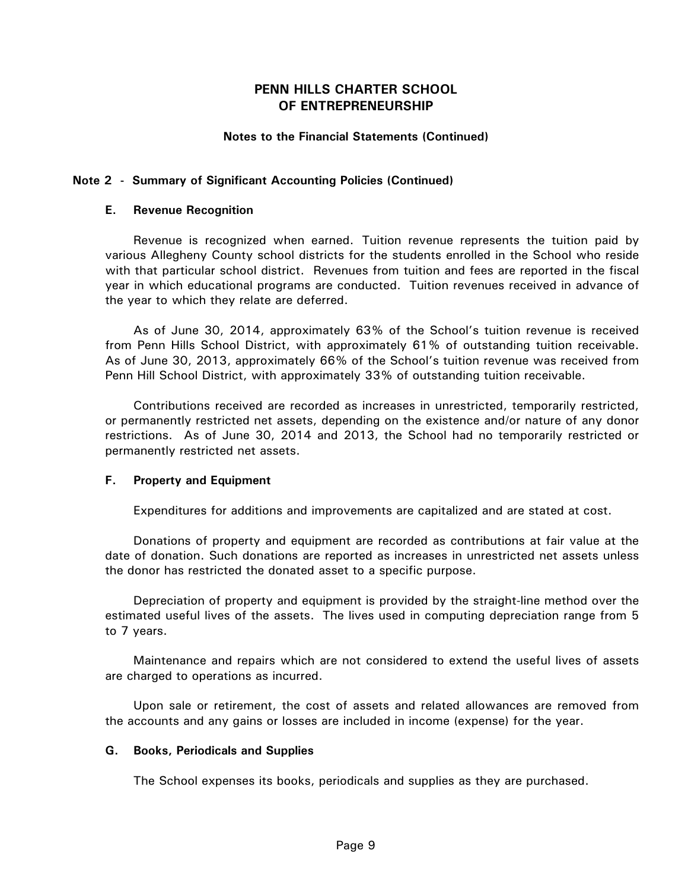# PENN HILLS CHARTER SCHOOL OF ENTREPRENEURSHIP

**Notes to the Financial Statements (Continued)**

## Note 2 - Summary of Significant Accounting Policies (Continued)

### E. Revenue Recognition

Revenue is recognized when earned. Tuition revenue represents the tuition paid by various Allegheny County school districts for the students enrolled in the School who reside with that particular school district. Revenues from tuition and fees are reported in the fiscal year in which educational programs are conducted. Tuition revenues received in advance of the year to which they relate are deferred.

As of June 30, 2014, approximately 63% of the School's tuition revenue is received from Penn Hills School District, with approximately 61% of outstanding tuition receivable. As of June 30, 2013, approximately 66% of the School's tuition revenue was received from Penn Hill School District, with approximately 33% of outstanding tuition receivable.

Contributions received are recorded as increases in unrestricted, temporarily restricted, or permanently restricted net assets, depending on the existence and/or nature of any donor restrictions. As of June 30, 2014 and 2013, the School had no temporarily restricted or permanently restricted net assets.

### F. Property and Equipment

Expenditures for additions and improvements are capitalized and are stated at cost.

Donations of property and equipment are recorded as contributions at fair value at the date of donation. Such donations are reported as increases in unrestricted net assets unless the donor has restricted the donated asset to a specific purpose.

Depreciation of property and equipment is provided by the straight-line method over the estimated useful lives of the assets. The lives used in computing depreciation range from 5 to 7 years.

Maintenance and repairs which are not considered to extend the useful lives of assets are charged to operations as incurred.

Upon sale or retirement, the cost of assets and related allowances are removed from the accounts and any gains or losses are included in income (expense) for the year.

### G. Books, Periodicals and Supplies

The School expenses its books, periodicals and supplies as they are purchased.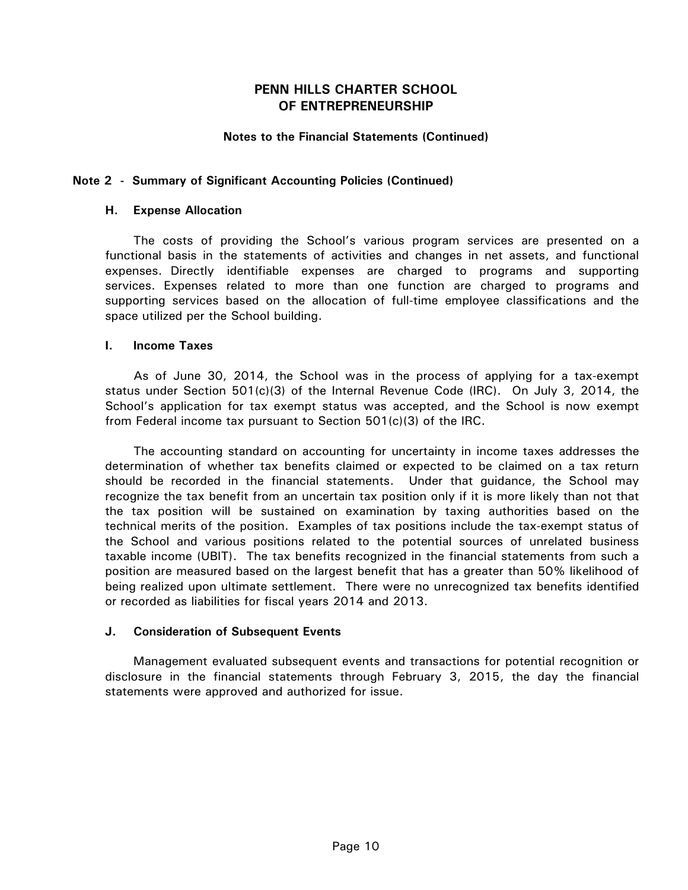# PENN HILLS CHARTER SCHOOL OF ENTREPRENEURSHIP

## Notes to the Financial Statements (Continued)

### Note 2 - Summary of Significant Accounting Policies (Continued)

#### H. Expense Allocation

The costs of providing the School's various program services are presented on a functional basis in the statements of activities and changes in net assets, and functional expenses. Directly identifiable expenses are charged to programs and supporting services. Expenses related to more than one function are charged to programs and supporting services based on the allocation of full-time employee classifications and the space utilized per the School building.

#### I. Income Taxes

As of June 30, 2014, the School was in the process of applying for a tax-exempt status under Section 501(c)(3) of the Internal Revenue Code (IRC). On July 3, 2014, the School's application for tax exempt status was accepted, and the School is now exempt from Federal income tax pursuant to Section 501(c)(3) of the IRC.

The accounting standard on accounting for uncertainty in income taxes addresses the determination of whether tax benefits claimed or expected to be claimed on a tax return should be recorded in the financial statements. Under that guidance, the School may recognize the tax benefit from an uncertain tax position only if it is more likely than not that the tax position will be sustained on examination by taxing authorities based on the technical merits of the position. Examples of tax positions include the tax-exempt status of the School and various positions related to the potential sources of unrelated business taxable income (UBIT). The tax benefits recognized in the financial statements from such a position are measured based on the largest benefit that has a greater than 50% likelihood of being realized upon ultimate settlement. There were no unrecognized tax benefits identified or recorded as liabilities for fiscal years 2014 and 2013.

#### J. Consideration of Subsequent Events

Management evaluated subsequent events and transactions for potential recognition or disclosure in the financial statements through February 3, 2015, the day the financial statements were approved and authorized for issue.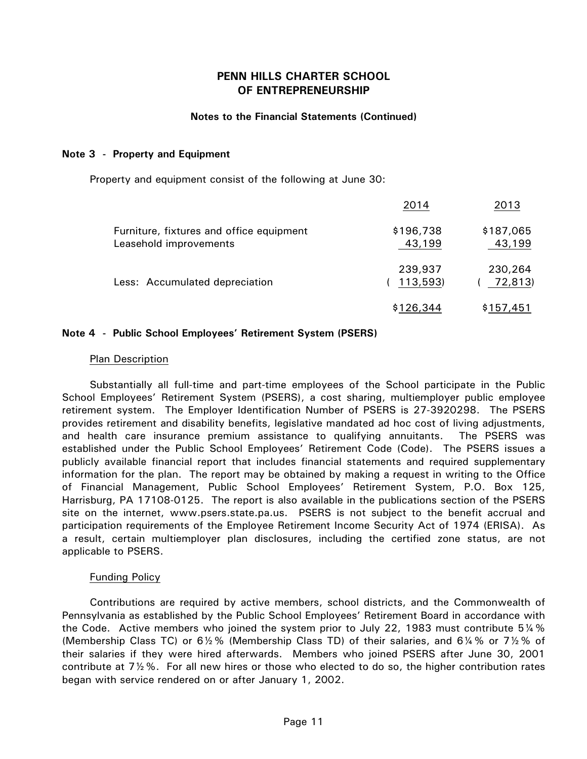# PENN HILLS CHARTER SCHOOL OF ENTREPRENEURSHIP

## Notes to the Financial Statements (Continued)

### Note 3 - Property and Equipment

Property and equipment consist of the following at June 30:

| | 2014 | 2013 |
|---|---|---|
| Furniture, fixtures and office equipment | $196,738 | $187,065 |
| Leasehold improvements | 43,199 | 43,199 |
| | 239,937 | 230,264 |
| Less: Accumulated depreciation | ( 113,593) | ( 72,813) |
| | $126,344 | $157,451 |

### Note 4 - Public School Employees' Retirement System (PSERS)

Plan Description

Substantially all full-time and part-time employees of the School participate in the Public School Employees' Retirement System (PSERS), a cost sharing, multiemployer public employee retirement system. The Employer Identification Number of PSERS is 27-3920298. The PSERS provides retirement and disability benefits, legislative mandated ad hoc cost of living adjustments, and health care insurance premium assistance to qualifying annuitants. The PSERS was established under the Public School Employees' Retirement Code (Code). The PSERS issues a publicly available financial report that includes financial statements and required supplementary information for the plan. The report may be obtained by making a request in writing to the Office of Financial Management, Public School Employees' Retirement System, P.O. Box 125, Harrisburg, PA 17108-0125. The report is also available in the publications section of the PSERS site on the internet, www.psers.state.pa.us. PSERS is not subject to the benefit accrual and participation requirements of the Employee Retirement Income Security Act of 1974 (ERISA). As a result, certain multiemployer plan disclosures, including the certified zone status, are not applicable to PSERS.

Funding Policy

Contributions are required by active members, school districts, and the Commonwealth of Pennsylvania as established by the Public School Employees' Retirement Board in accordance with the Code. Active members who joined the system prior to July 22, 1983 must contribute 5¼% (Membership Class TC) or 6½% (Membership Class TD) of their salaries, and 6¼% or 7½% of their salaries if they were hired afterwards. Members who joined PSERS after June 30, 2001 contribute at 7½%. For all new hires or those who elected to do so, the higher contribution rates began with service rendered on or after January 1, 2002.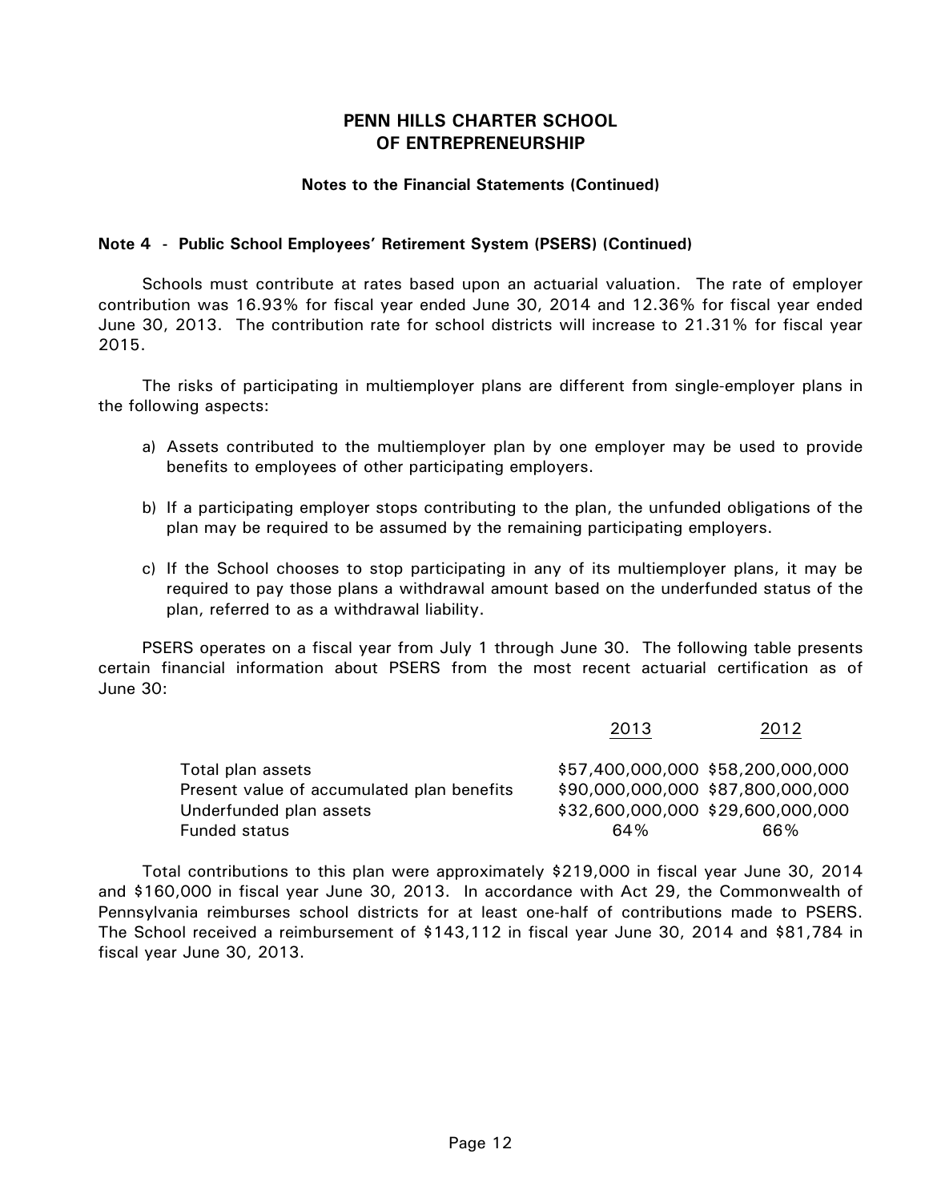# PENN HILLS CHARTER SCHOOL OF ENTREPRENEURSHIP

**Notes to the Financial Statements (Continued)**

**Note 4 - Public School Employees' Retirement System (PSERS) (Continued)**

Schools must contribute at rates based upon an actuarial valuation. The rate of employer contribution was 16.93% for fiscal year ended June 30, 2014 and 12.36% for fiscal year ended June 30, 2013. The contribution rate for school districts will increase to 21.31% for fiscal year 2015.

The risks of participating in multiemployer plans are different from single-employer plans in the following aspects:

a) Assets contributed to the multiemployer plan by one employer may be used to provide benefits to employees of other participating employers.

b) If a participating employer stops contributing to the plan, the unfunded obligations of the plan may be required to be assumed by the remaining participating employers.

c) If the School chooses to stop participating in any of its multiemployer plans, it may be required to pay those plans a withdrawal amount based on the underfunded status of the plan, referred to as a withdrawal liability.

PSERS operates on a fiscal year from July 1 through June 30. The following table presents certain financial information about PSERS from the most recent actuarial certification as of June 30:

| | 2013 | 2012 |
|---|---|---|
| Total plan assets | $57,400,000,000 | $58,200,000,000 |
| Present value of accumulated plan benefits | $90,000,000,000 | $87,800,000,000 |
| Underfunded plan assets | $32,600,000,000 | $29,600,000,000 |
| Funded status | 64% | 66% |

Total contributions to this plan were approximately $219,000 in fiscal year June 30, 2014 and $160,000 in fiscal year June 30, 2013. In accordance with Act 29, the Commonwealth of Pennsylvania reimburses school districts for at least one-half of contributions made to PSERS. The School received a reimbursement of $143,112 in fiscal year June 30, 2014 and $81,784 in fiscal year June 30, 2013.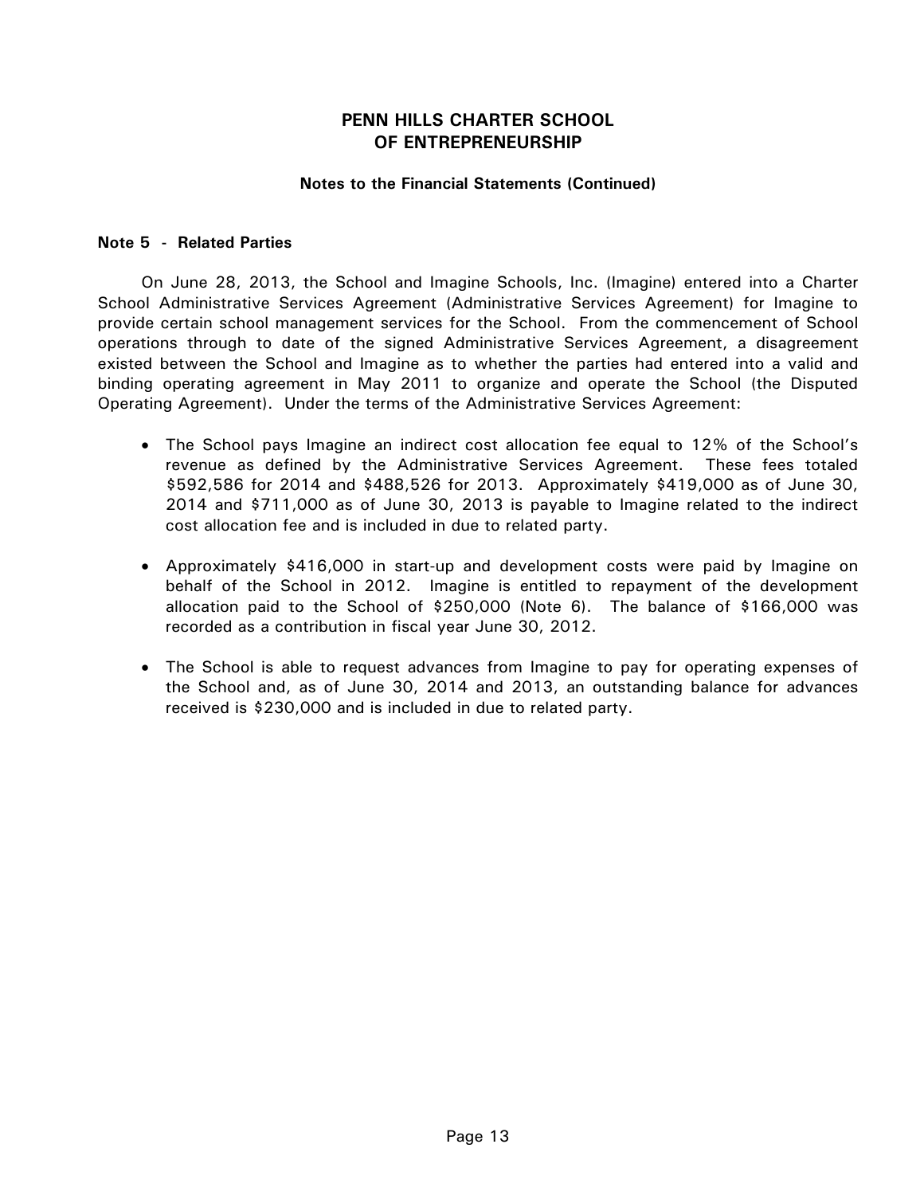# PENN HILLS CHARTER SCHOOL OF ENTREPRENEURSHIP

**Notes to the Financial Statements (Continued)**

**Note 5 - Related Parties**

On June 28, 2013, the School and Imagine Schools, Inc. (Imagine) entered into a Charter School Administrative Services Agreement (Administrative Services Agreement) for Imagine to provide certain school management services for the School. From the commencement of School operations through to date of the signed Administrative Services Agreement, a disagreement existed between the School and Imagine as to whether the parties had entered into a valid and binding operating agreement in May 2011 to organize and operate the School (the Disputed Operating Agreement). Under the terms of the Administrative Services Agreement:

- The School pays Imagine an indirect cost allocation fee equal to 12% of the School's revenue as defined by the Administrative Services Agreement. These fees totaled $592,586 for 2014 and $488,526 for 2013. Approximately $419,000 as of June 30, 2014 and $711,000 as of June 30, 2013 is payable to Imagine related to the indirect cost allocation fee and is included in due to related party.

- Approximately $416,000 in start-up and development costs were paid by Imagine on behalf of the School in 2012. Imagine is entitled to repayment of the development allocation paid to the School of $250,000 (Note 6). The balance of $166,000 was recorded as a contribution in fiscal year June 30, 2012.

- The School is able to request advances from Imagine to pay for operating expenses of the School and, as of June 30, 2014 and 2013, an outstanding balance for advances received is $230,000 and is included in due to related party.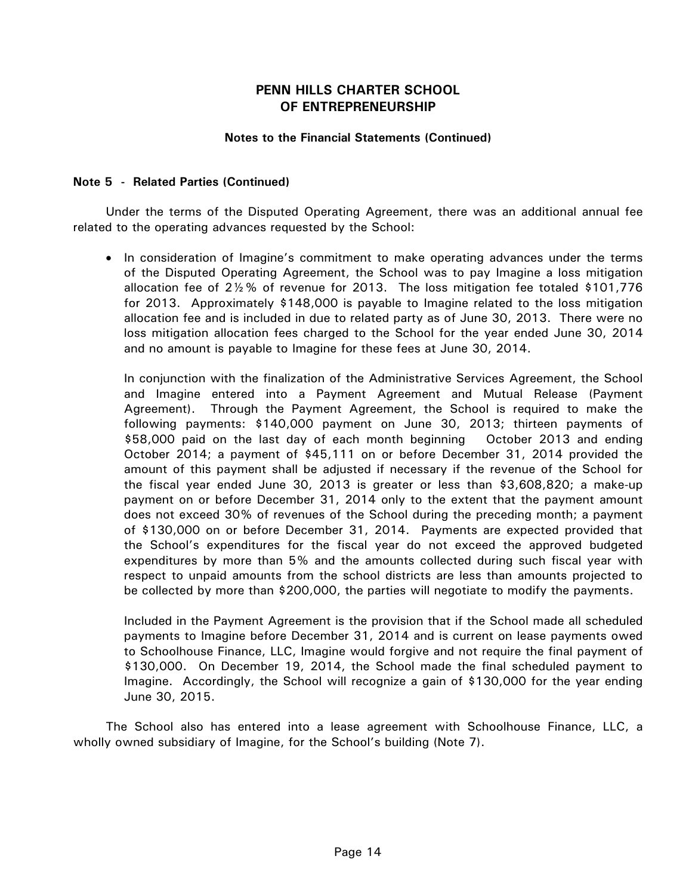# PENN HILLS CHARTER SCHOOL OF ENTREPRENEURSHIP

## Notes to the Financial Statements (Continued)

### Note 5 - Related Parties (Continued)

Under the terms of the Disputed Operating Agreement, there was an additional annual fee related to the operating advances requested by the School:

- In consideration of Imagine's commitment to make operating advances under the terms of the Disputed Operating Agreement, the School was to pay Imagine a loss mitigation allocation fee of 2½% of revenue for 2013. The loss mitigation fee totaled $101,776 for 2013. Approximately $148,000 is payable to Imagine related to the loss mitigation allocation fee and is included in due to related party as of June 30, 2013. There were no loss mitigation allocation fees charged to the School for the year ended June 30, 2014 and no amount is payable to Imagine for these fees at June 30, 2014.

  In conjunction with the finalization of the Administrative Services Agreement, the School and Imagine entered into a Payment Agreement and Mutual Release (Payment Agreement). Through the Payment Agreement, the School is required to make the following payments: $140,000 payment on June 30, 2013; thirteen payments of $58,000 paid on the last day of each month beginning October 2013 and ending October 2014; a payment of $45,111 on or before December 31, 2014 provided the amount of this payment shall be adjusted if necessary if the revenue of the School for the fiscal year ended June 30, 2013 is greater or less than $3,608,820; a make-up payment on or before December 31, 2014 only to the extent that the payment amount does not exceed 30% of revenues of the School during the preceding month; a payment of $130,000 on or before December 31, 2014. Payments are expected provided that the School's expenditures for the fiscal year do not exceed the approved budgeted expenditures by more than 5% and the amounts collected during such fiscal year with respect to unpaid amounts from the school districts are less than amounts projected to be collected by more than $200,000, the parties will negotiate to modify the payments.

  Included in the Payment Agreement is the provision that if the School made all scheduled payments to Imagine before December 31, 2014 and is current on lease payments owed to Schoolhouse Finance, LLC, Imagine would forgive and not require the final payment of $130,000. On December 19, 2014, the School made the final scheduled payment to Imagine. Accordingly, the School will recognize a gain of $130,000 for the year ending June 30, 2015.

The School also has entered into a lease agreement with Schoolhouse Finance, LLC, a wholly owned subsidiary of Imagine, for the School's building (Note 7).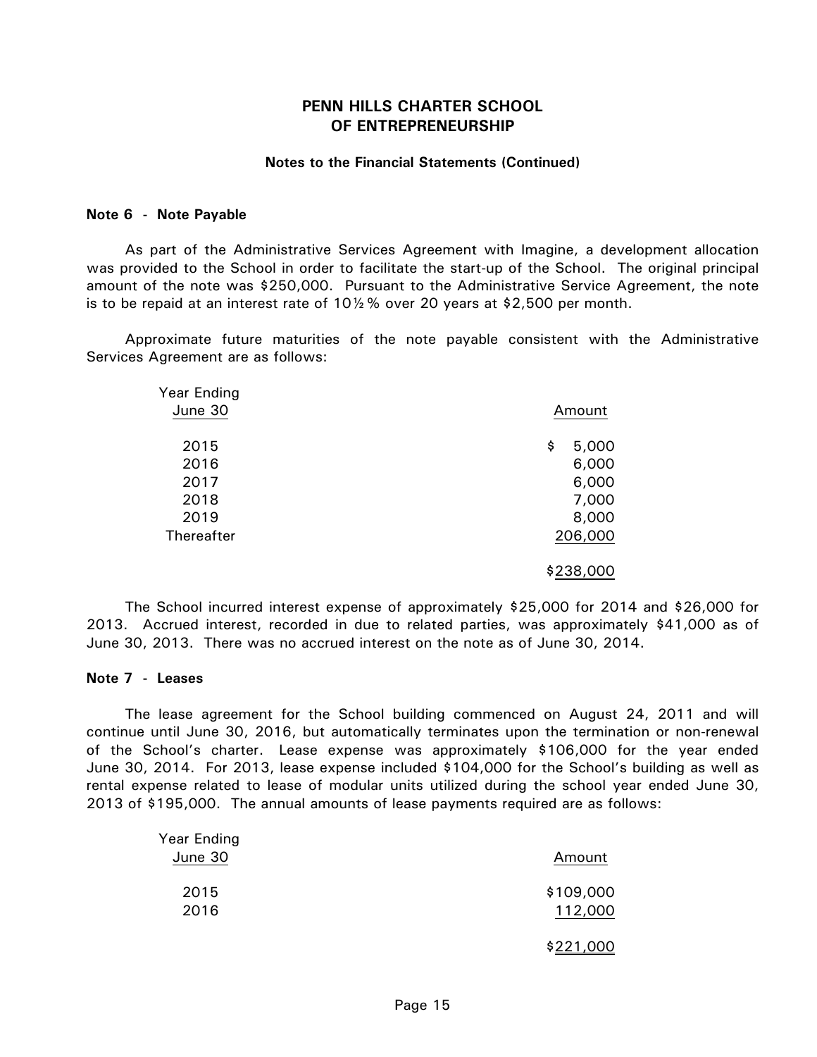# PENN HILLS CHARTER SCHOOL OF ENTREPRENEURSHIP

## Notes to the Financial Statements (Continued)

### Note 6 - Note Payable

As part of the Administrative Services Agreement with Imagine, a development allocation was provided to the School in order to facilitate the start-up of the School. The original principal amount of the note was $250,000. Pursuant to the Administrative Service Agreement, the note is to be repaid at an interest rate of 10½% over 20 years at $2,500 per month.

Approximate future maturities of the note payable consistent with the Administrative Services Agreement are as follows:

| Year Ending June 30 | Amount |
|---|---|
| 2015 | $ 5,000 |
| 2016 | 6,000 |
| 2017 | 6,000 |
| 2018 | 7,000 |
| 2019 | 8,000 |
| Thereafter | 206,000 |
| | $238,000 |

The School incurred interest expense of approximately $25,000 for 2014 and $26,000 for 2013. Accrued interest, recorded in due to related parties, was approximately $41,000 as of June 30, 2013. There was no accrued interest on the note as of June 30, 2014.

### Note 7 - Leases

The lease agreement for the School building commenced on August 24, 2011 and will continue until June 30, 2016, but automatically terminates upon the termination or non-renewal of the School's charter. Lease expense was approximately $106,000 for the year ended June 30, 2014. For 2013, lease expense included $104,000 for the School's building as well as rental expense related to lease of modular units utilized during the school year ended June 30, 2013 of $195,000. The annual amounts of lease payments required are as follows:

| Year Ending June 30 | Amount |
|---|---|
| 2015 | $109,000 |
| 2016 | 112,000 |
| | $221,000 |